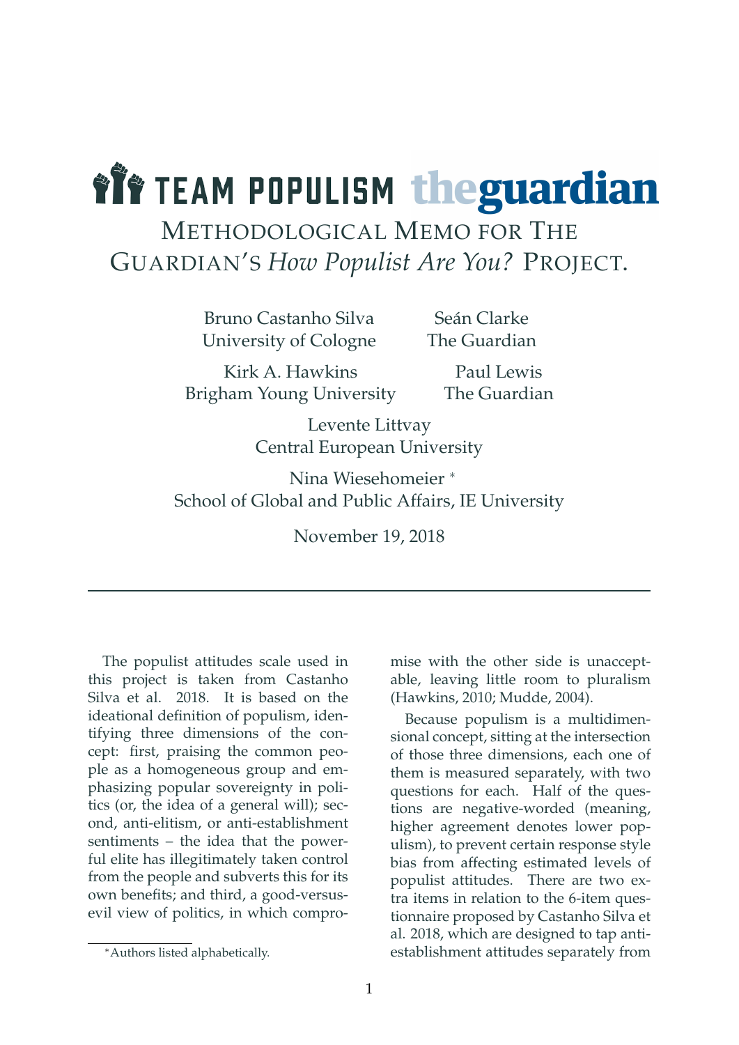TEAM POPULISM theguardian

# Methodological Memo for The Guardian's *How Populist Are You?* Project.

Bruno Castanho Silva
University of Cologne

Seán Clarke
The Guardian

Kirk A. Hawkins
Brigham Young University

Paul Lewis
The Guardian

Levente Littvay
Central European University

Nina Wiesehomeier *
School of Global and Public Affairs, IE University

November 19, 2018

---

The populist attitudes scale used in this project is taken from Castanho Silva et al. 2018. It is based on the ideational definition of populism, identifying three dimensions of the concept: first, praising the common people as a homogeneous group and emphasizing popular sovereignty in politics (or, the idea of a general will); second, anti-elitism, or anti-establishment sentiments – the idea that the powerful elite has illegitimately taken control from the people and subverts this for its own benefits; and third, a good-versus-evil view of politics, in which compromise with the other side is unacceptable, leaving little room to pluralism (Hawkins, 2010; Mudde, 2004).

Because populism is a multidimensional concept, sitting at the intersection of those three dimensions, each one of them is measured separately, with two questions for each. Half of the questions are negative-worded (meaning, higher agreement denotes lower populism), to prevent certain response style bias from affecting estimated levels of populist attitudes. There are two extra items in relation to the 6-item questionnaire proposed by Castanho Silva et al. 2018, which are designed to tap anti-establishment attitudes separately from

*Authors listed alphabetically.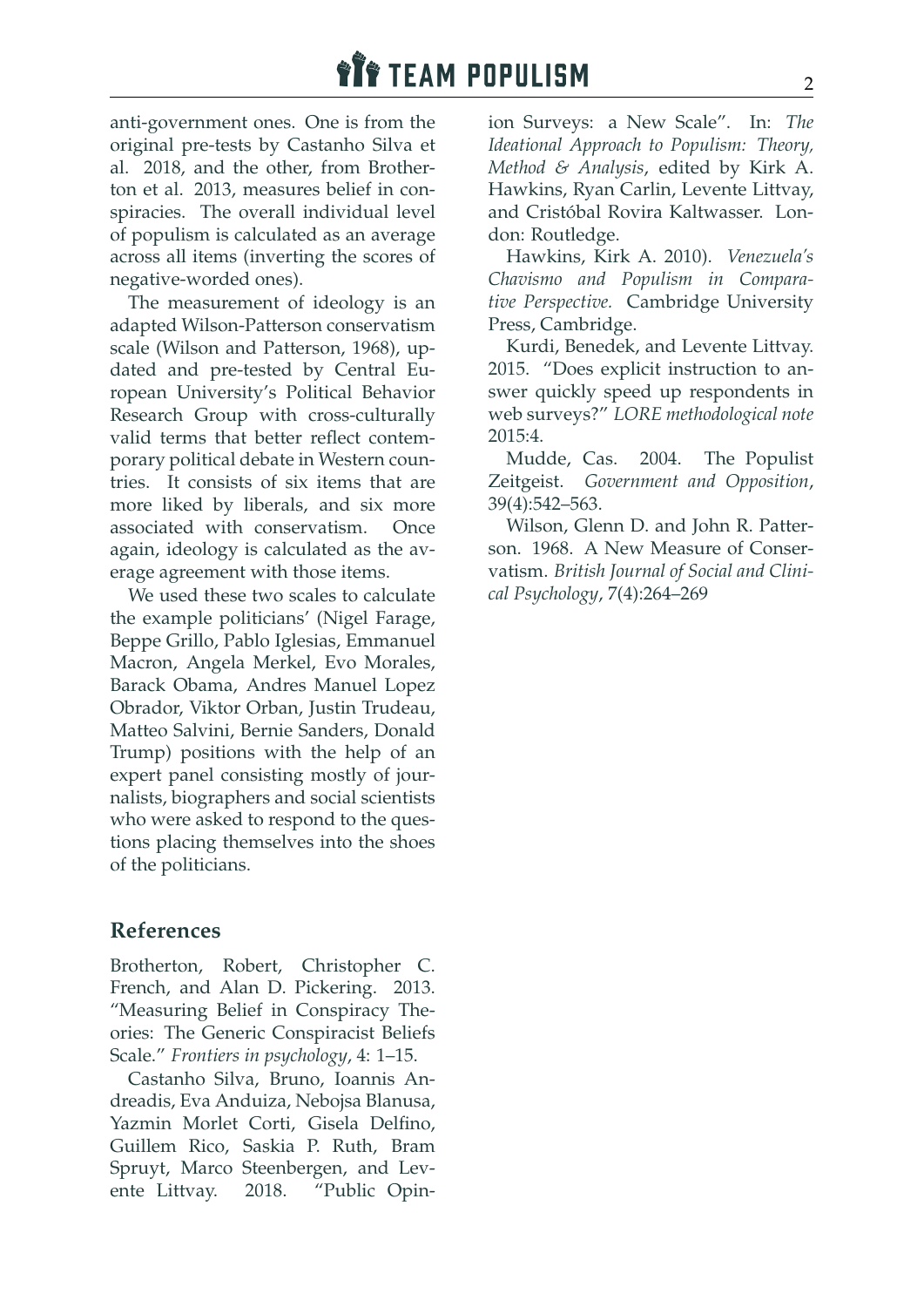anti-government ones. One is from the original pre-tests by Castanho Silva et al. 2018, and the other, from Brotherton et al. 2013, measures belief in conspiracies. The overall individual level of populism is calculated as an average across all items (inverting the scores of negative-worded ones).

The measurement of ideology is an adapted Wilson-Patterson conservatism scale (Wilson and Patterson, 1968), updated and pre-tested by Central European University's Political Behavior Research Group with cross-culturally valid terms that better reflect contemporary political debate in Western countries. It consists of six items that are more liked by liberals, and six more associated with conservatism. Once again, ideology is calculated as the average agreement with those items.

We used these two scales to calculate the example politicians' (Nigel Farage, Beppe Grillo, Pablo Iglesias, Emmanuel Macron, Angela Merkel, Evo Morales, Barack Obama, Andres Manuel Lopez Obrador, Viktor Orban, Justin Trudeau, Matteo Salvini, Bernie Sanders, Donald Trump) positions with the help of an expert panel consisting mostly of journalists, biographers and social scientists who were asked to respond to the questions placing themselves into the shoes of the politicians.

## References

Brotherton, Robert, Christopher C. French, and Alan D. Pickering. 2013. "Measuring Belief in Conspiracy Theories: The Generic Conspiracist Beliefs Scale." *Frontiers in psychology*, 4: 1–15.

Castanho Silva, Bruno, Ioannis Andreadis, Eva Anduiza, Nebojsa Blanusa, Yazmin Morlet Corti, Gisela Delfino, Guillem Rico, Saskia P. Ruth, Bram Spruyt, Marco Steenbergen, and Levente Littvay. 2018. "Public Opinion Surveys: a New Scale". In: *The Ideational Approach to Populism: Theory, Method & Analysis*, edited by Kirk A. Hawkins, Ryan Carlin, Levente Littvay, and Cristóbal Rovira Kaltwasser. London: Routledge.

Hawkins, Kirk A. 2010). *Venezuela's Chavismo and Populism in Comparative Perspective.* Cambridge University Press, Cambridge.

Kurdi, Benedek, and Levente Littvay. 2015. "Does explicit instruction to answer quickly speed up respondents in web surveys?" *LORE methodological note* 2015:4.

Mudde, Cas. 2004. The Populist Zeitgeist. *Government and Opposition*, 39(4):542–563.

Wilson, Glenn D. and John R. Patterson. 1968. A New Measure of Conservatism. *British Journal of Social and Clinical Psychology*, 7(4):264–269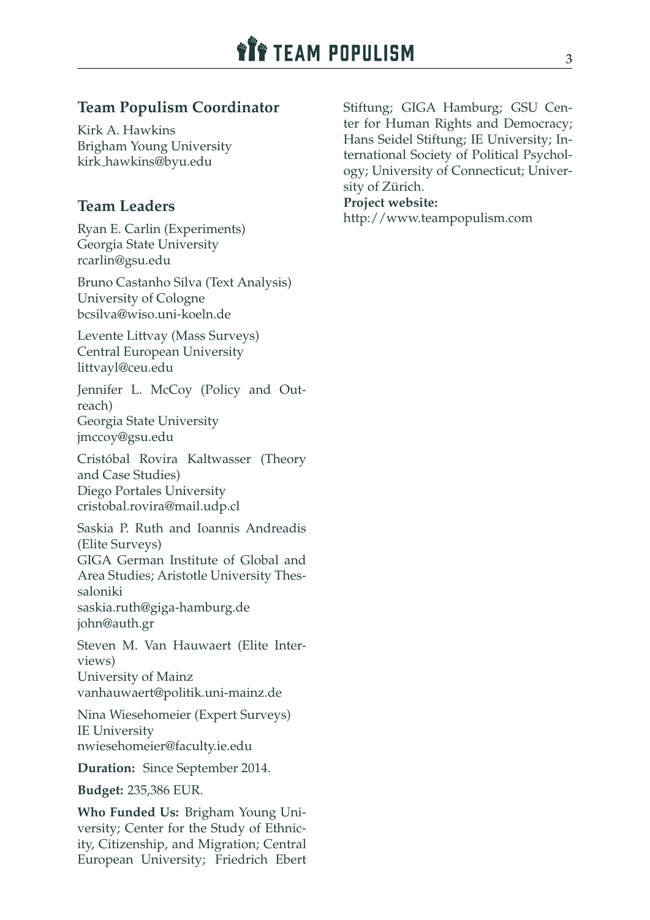## Team Populism Coordinator

Kirk A. Hawkins
Brigham Young University
kirk_hawkins@byu.edu

## Team Leaders

Ryan E. Carlin (Experiments)
Georgia State University
rcarlin@gsu.edu

Bruno Castanho Silva (Text Analysis)
University of Cologne
bcsilva@wiso.uni-koeln.de

Levente Littvay (Mass Surveys)
Central European University
littvayl@ceu.edu

Jennifer L. McCoy (Policy and Outreach)
Georgia State University
jmccoy@gsu.edu

Cristóbal Rovira Kaltwasser (Theory and Case Studies)
Diego Portales University
cristobal.rovira@mail.udp.cl

Saskia P. Ruth and Ioannis Andreadis (Elite Surveys)
GIGA German Institute of Global and Area Studies; Aristotle University Thessaloniki
saskia.ruth@giga-hamburg.de
john@auth.gr

Steven M. Van Hauwaert (Elite Interviews)
University of Mainz
vanhauwaert@politik.uni-mainz.de

Nina Wiesehomeier (Expert Surveys)
IE University
nwiesehomeier@faculty.ie.edu

**Duration:** Since September 2014.

**Budget:** 235,386 EUR.

**Who Funded Us:** Brigham Young University; Center for the Study of Ethnicity, Citizenship, and Migration; Central European University; Friedrich Ebert Stiftung; GIGA Hamburg; GSU Center for Human Rights and Democracy; Hans Seidel Stiftung; IE University; International Society of Political Psychology; University of Connecticut; University of Zürich.

**Project website:**
http://www.teampopulism.com